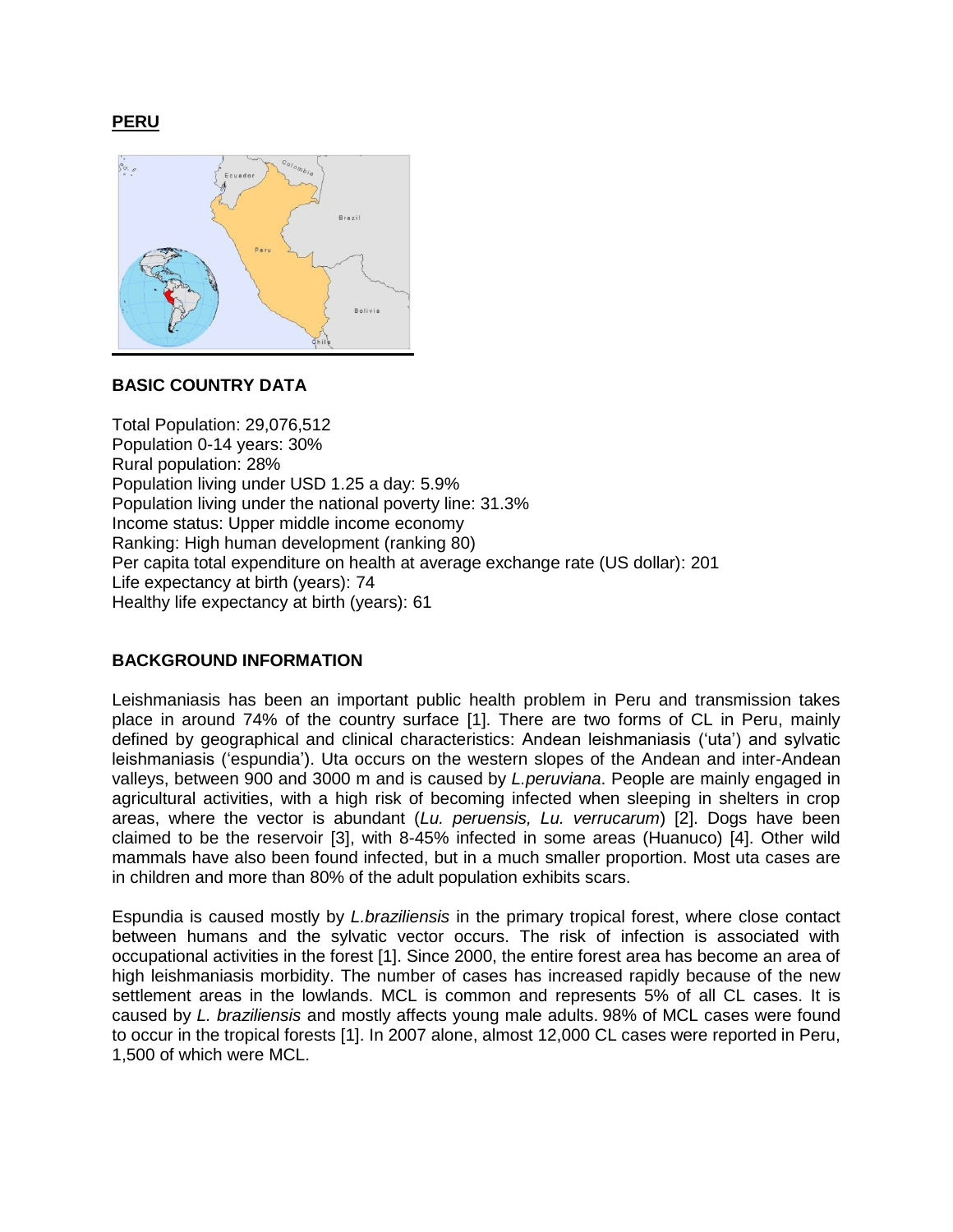# PERU

## BASIC COUNTRY DATA

Total Population: 29,076,512
Population 0-14 years: 30%
Rural population: 28%
Population living under USD 1.25 a day: 5.9%
Population living under the national poverty line: 31.3%
Income status: Upper middle income economy
Ranking: High human development (ranking 80)
Per capita total expenditure on health at average exchange rate (US dollar): 201
Life expectancy at birth (years): 74
Healthy life expectancy at birth (years): 61

## BACKGROUND INFORMATION

Leishmaniasis has been an important public health problem in Peru and transmission takes place in around 74% of the country surface [1]. There are two forms of CL in Peru, mainly defined by geographical and clinical characteristics: Andean leishmaniasis ('uta') and sylvatic leishmaniasis ('espundia'). Uta occurs on the western slopes of the Andean and inter-Andean valleys, between 900 and 3000 m and is caused by *L.peruviana*. People are mainly engaged in agricultural activities, with a high risk of becoming infected when sleeping in shelters in crop areas, where the vector is abundant (*Lu. peruensis, Lu. verrucarum*) [2]. Dogs have been claimed to be the reservoir [3], with 8-45% infected in some areas (Huanuco) [4]. Other wild mammals have also been found infected, but in a much smaller proportion. Most uta cases are in children and more than 80% of the adult population exhibits scars.

Espundia is caused mostly by *L.braziliensis* in the primary tropical forest, where close contact between humans and the sylvatic vector occurs. The risk of infection is associated with occupational activities in the forest [1]. Since 2000, the entire forest area has become an area of high leishmaniasis morbidity. The number of cases has increased rapidly because of the new settlement areas in the lowlands. MCL is common and represents 5% of all CL cases. It is caused by *L. braziliensis* and mostly affects young male adults. 98% of MCL cases were found to occur in the tropical forests [1]. In 2007 alone, almost 12,000 CL cases were reported in Peru, 1,500 of which were MCL.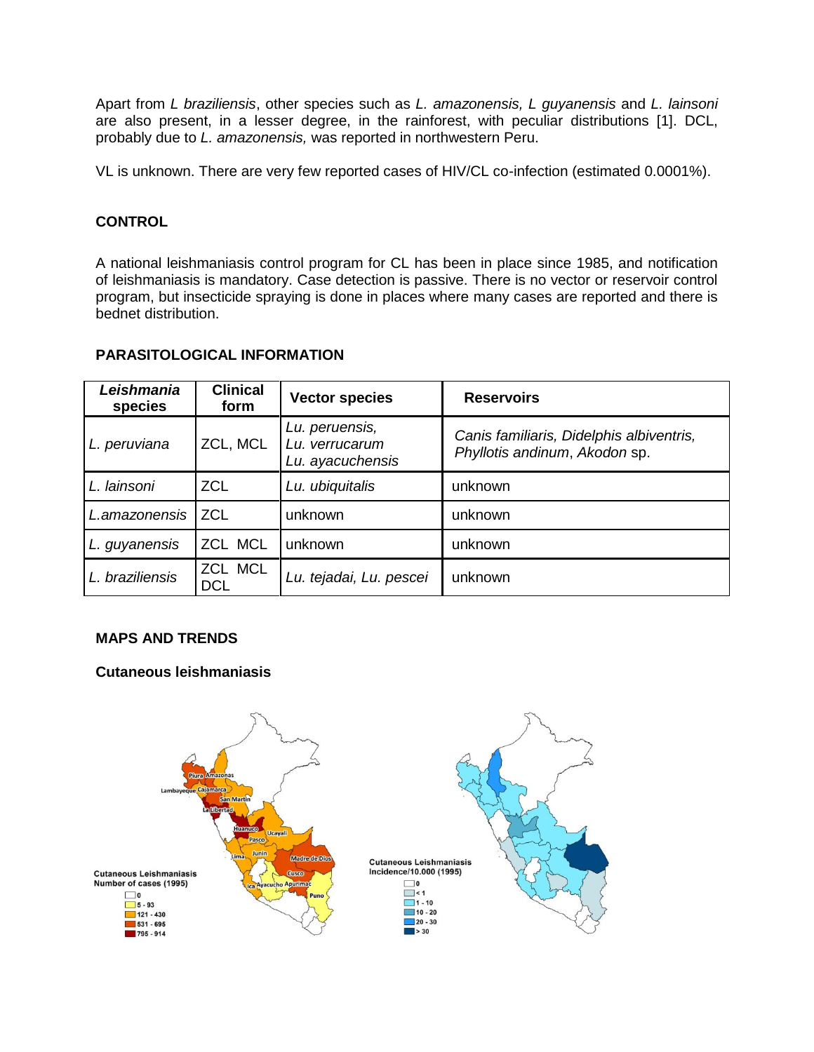Apart from *L braziliensis*, other species such as *L. amazonensis, L guyanensis* and *L. lainsoni* are also present, in a lesser degree, in the rainforest, with peculiar distributions [1]. DCL, probably due to *L. amazonensis,* was reported in northwestern Peru.

VL is unknown. There are very few reported cases of HIV/CL co-infection (estimated 0.0001%).

## CONTROL

A national leishmaniasis control program for CL has been in place since 1985, and notification of leishmaniasis is mandatory. Case detection is passive. There is no vector or reservoir control program, but insecticide spraying is done in places where many cases are reported and there is bednet distribution.

## PARASITOLOGICAL INFORMATION

| ***Leishmania* species** | **Clinical form** | **Vector species** | **Reservoirs** |
|---|---|---|---|
| *L. peruviana* | ZCL, MCL | *Lu. peruensis, Lu. verrucarum Lu. ayacuchensis* | *Canis familiaris, Didelphis albiventris, Phyllotis andinum*, *Akodon* sp. |
| *L. lainsoni* | ZCL | *Lu. ubiquitalis* | unknown |
| *L.amazonensis* | ZCL | unknown | unknown |
| *L. guyanensis* | ZCL MCL | unknown | unknown |
| *L. braziliensis* | ZCL MCL DCL | *Lu. tejadai, Lu. pescei* | unknown |

## MAPS AND TRENDS

### Cutaneous leishmaniasis

Cutaneous Leishmaniasis Number of cases (1995)

0
5 - 93
121 - 430
531 - 695
795 - 914

Piura, Amazonas, Lambayeque, Cajamarca, San Martin, La Libertad, Huanuco, Ucayali, Pasco, Junin, Lima, Madre de Dios, Cusco, Ica, Ayacucho, Apurimac, Puno

Cutaneous Leishmaniasis Incidence/10.000 (1995)

0
< 1
1 - 10
10 - 20
20 - 30
\> 30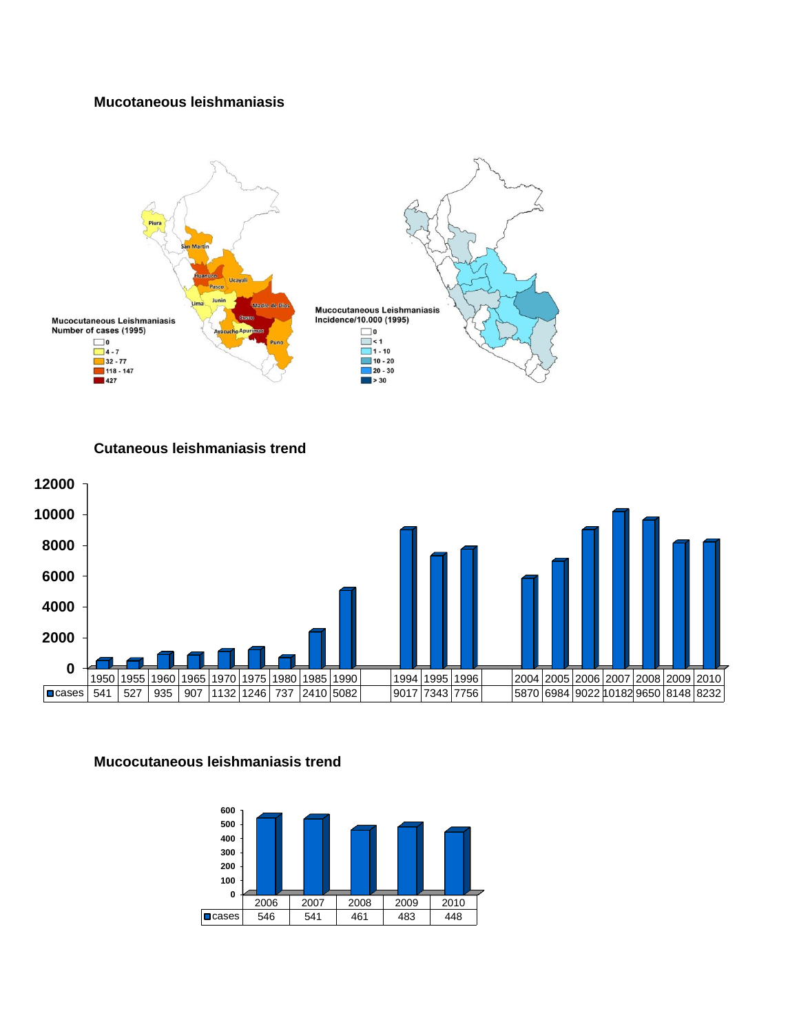**Mucotaneous leishmaniasis**

Mucocutaneous Leishmaniasis
Number of cases (1995)

- 0
- 4 - 7
- 32 - 77
- 118 - 147
- 427

Mucocutaneous Leishmaniasis
Incidence/10.000 (1995)

- 0
- < 1
- 1 - 10
- 10 - 20
- 20 - 30
- > 30

**Cutaneous leishmaniasis trend**

| | 1950 | 1955 | 1960 | 1965 | 1970 | 1975 | 1980 | 1985 | 1990 | | 1994 | 1995 | 1996 | | 2004 | 2005 | 2006 | 2007 | 2008 | 2009 | 2010 |
|---|---|---|---|---|---|---|---|---|---|---|---|---|---|---|---|---|---|---|---|---|---|
| cases | 541 | 527 | 935 | 907 | 1132 | 1246 | 737 | 2410 | 5082 | | 9017 | 7343 | 7756 | | 5870 | 6984 | 9022 | 10182 | 9650 | 8148 | 8232 |

**Mucocutaneous leishmaniasis trend**

| | 2006 | 2007 | 2008 | 2009 | 2010 |
|---|---|---|---|---|---|
| cases | 546 | 541 | 461 | 483 | 448 |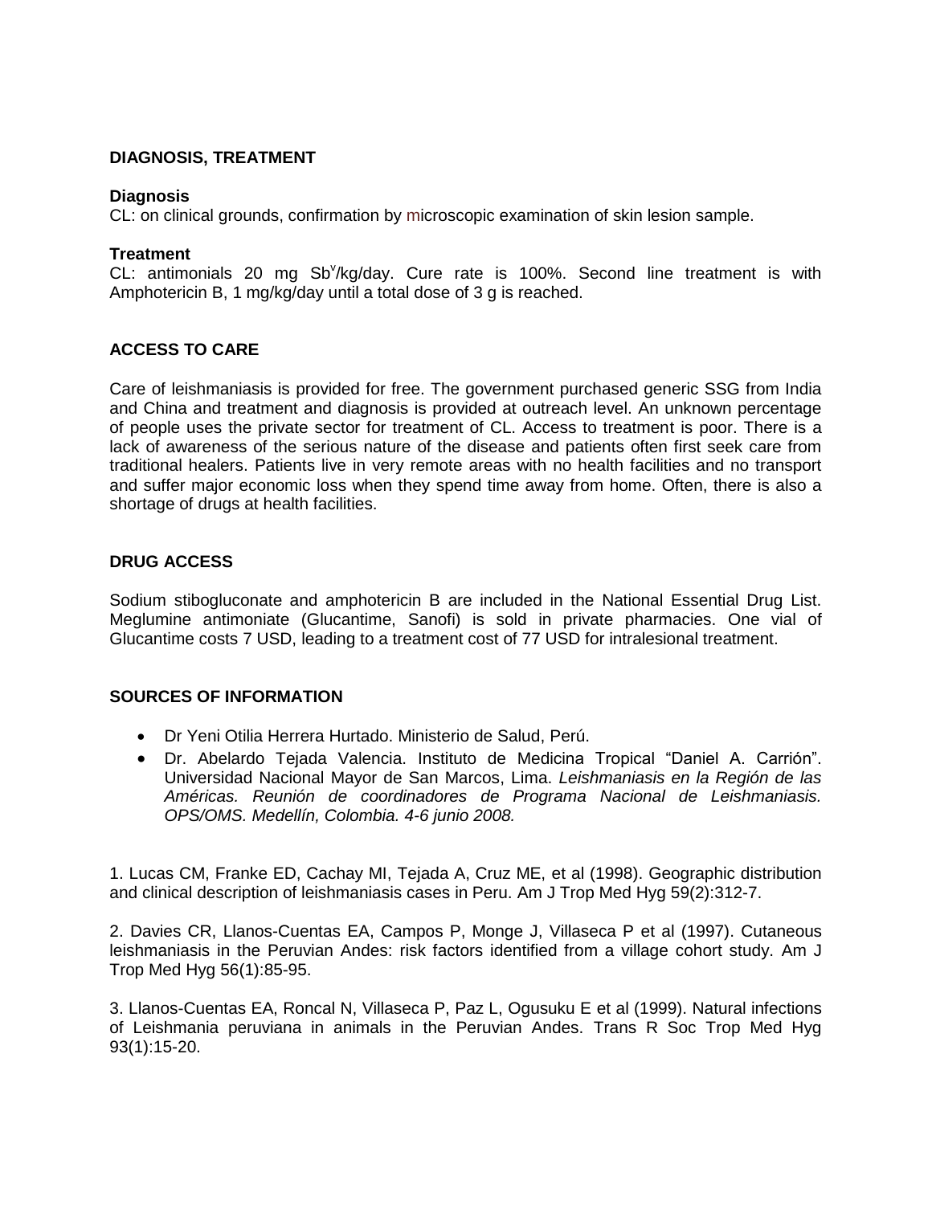## DIAGNOSIS, TREATMENT

### Diagnosis

CL: on clinical grounds, confirmation by microscopic examination of skin lesion sample.

### Treatment

CL: antimonials 20 mg $Sb^v$/kg/day. Cure rate is 100%. Second line treatment is with Amphotericin B, 1 mg/kg/day until a total dose of 3 g is reached.

## ACCESS TO CARE

Care of leishmaniasis is provided for free. The government purchased generic SSG from India and China and treatment and diagnosis is provided at outreach level. An unknown percentage of people uses the private sector for treatment of CL. Access to treatment is poor. There is a lack of awareness of the serious nature of the disease and patients often first seek care from traditional healers. Patients live in very remote areas with no health facilities and no transport and suffer major economic loss when they spend time away from home. Often, there is also a shortage of drugs at health facilities.

## DRUG ACCESS

Sodium stibogluconate and amphotericin B are included in the National Essential Drug List. Meglumine antimoniate (Glucantime, Sanofi) is sold in private pharmacies. One vial of Glucantime costs 7 USD, leading to a treatment cost of 77 USD for intralesional treatment.

## SOURCES OF INFORMATION

- Dr Yeni Otilia Herrera Hurtado. Ministerio de Salud, Perú.
- Dr. Abelardo Tejada Valencia. Instituto de Medicina Tropical "Daniel A. Carrión". Universidad Nacional Mayor de San Marcos, Lima. *Leishmaniasis en la Región de las Américas. Reunión de coordinadores de Programa Nacional de Leishmaniasis. OPS/OMS. Medellín, Colombia. 4-6 junio 2008.*

1. Lucas CM, Franke ED, Cachay MI, Tejada A, Cruz ME, et al (1998). Geographic distribution and clinical description of leishmaniasis cases in Peru. Am J Trop Med Hyg 59(2):312-7.

2. Davies CR, Llanos-Cuentas EA, Campos P, Monge J, Villaseca P et al (1997). Cutaneous leishmaniasis in the Peruvian Andes: risk factors identified from a village cohort study. Am J Trop Med Hyg 56(1):85-95.

3. Llanos-Cuentas EA, Roncal N, Villaseca P, Paz L, Ogusuku E et al (1999). Natural infections of Leishmania peruviana in animals in the Peruvian Andes. Trans R Soc Trop Med Hyg 93(1):15-20.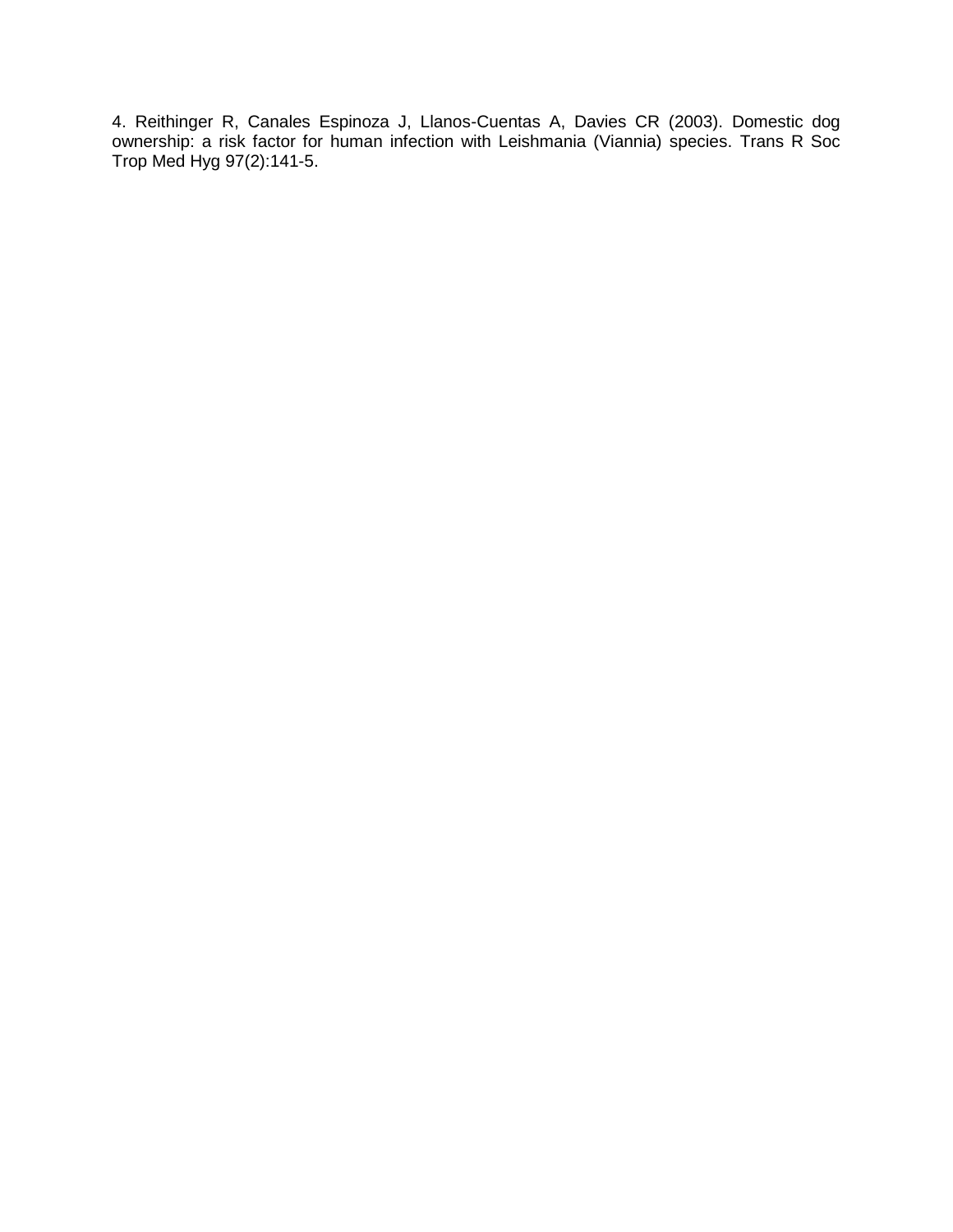4. Reithinger R, Canales Espinoza J, Llanos-Cuentas A, Davies CR (2003). Domestic dog ownership: a risk factor for human infection with Leishmania (Viannia) species. Trans R Soc Trop Med Hyg 97(2):141-5.